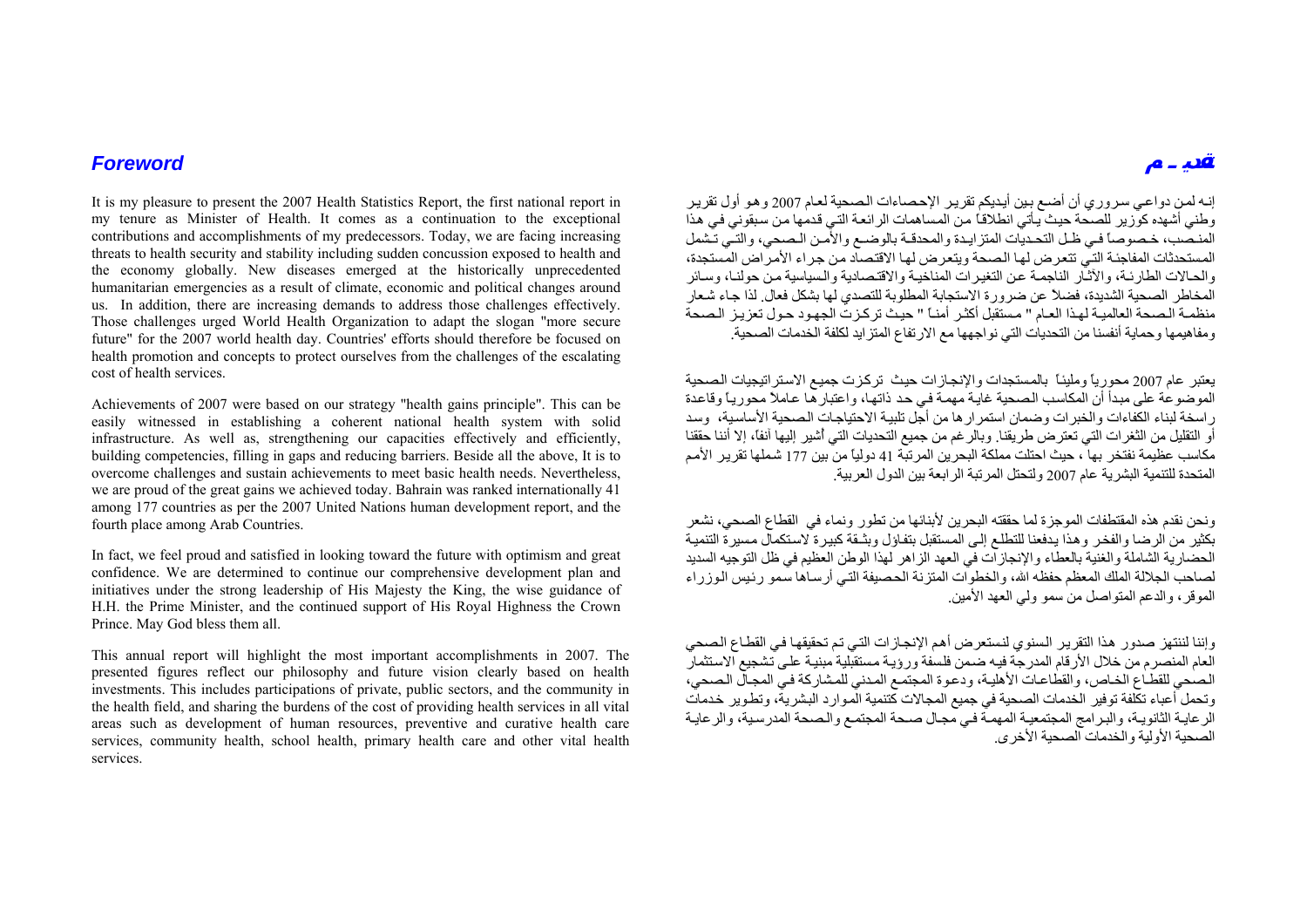## *Foreword*

It is my pleasure to present the 2007 Health Statistics Report, the first national report in my tenure as Minister of Health. It comes as a continuation to the exceptional contributions and accomplishments of my predecessors. Today, we are facing increasing threats to health security and stability including sudden concussion exposed to health and the economy globally. New diseases emerged at the historically unprecedented humanitarian emergencies as a result of climate, economic and political changes around us. In addition, there are increasing demands to address those challenges effectively. Those challenges urged World Health Organization to adapt the slogan "more secure future" for the 2007 world health day. Countries' efforts should therefore be focused on health promotion and concepts to protect ourselves from the challenges of the escalating cost of health services.

Achievements of 2007 were based on our strategy "health gains principle". This can be easily witnessed in establishing a coherent national health system with solid infrastructure. As well as, strengthening our capacities effectively and efficiently, building competencies, filling in gaps and reducing barriers. Beside all the above, It is to overcome challenges and sustain achievements to meet basic health needs. Nevertheless, we are proud of the great gains we achieved today. Bahrain was ranked internationally 41 among 177 countries as per the 2007 United Nations human development report, and the fourth place among Arab Countries.

In fact, we feel proud and satisfied in looking toward the future with optimism and great confidence. We are determined to continue our comprehensive development plan and initiatives under the strong leadership of His Majesty the King, the wise guidance of H.H. the Prime Minister, and the continued support of His Royal Highness the Crown Prince. May God bless them all.

This annual report will highlight the most important accomplishments in 2007. The presented figures reflect our philosophy and future vision clearly based on health investments. This includes participations of private, public sectors, and the community in the health field, and sharing the burdens of the cost of providing health services in all vital areas such as development of human resources, preventive and curative health care services, community health, school health, primary health care and other vital health services.

## تقديـــم

إنه لمن دواعي سروري أن أضع بين أيديكم تقرير الإحصاءات الصحية لعام 2007 وهو أول تقرير وطني أشهده كوزير للصحة حيث يأتي انطلاقاً من المساهمات الرائعة التي قدمها من سبقوني في هذا المنصب، خصوصاً في ظل التحديات المتزايدة والمحدقة بالوضع والأمن الصحي، والتي تشمل المستحدثات المفاجئة التي تتعرض لها الصحة ويتعرض لها الاقتصاد من جراء الأمراض المستجدة، والحالات الطارئة، والآثار الناجمة عن التغيرات المناخية والاقتصادية والسياسية من حولنا، وسائر المخاطر الصحية الشديدة، فضلاً عن ضرورة الاستجابة المطلوبة للتصدي لها بشكل فعال. لذا جاء شعار منظمة الصحة العالمية لهذا العام " مستقبل أكثر أمناً " حيث تركزت الجهود حول تعزيز الصحة ومفاهيمها وحماية أنفسنا من التحديات التي نواجهها مع الارتفاع المتزايد لكلفة الخدمات الصحية.

يعتبر عام 2007 محورياً ومليئاً بالمستجدات والإنجازات حيث تركزت جميع الاستراتيجيات الصحية الموضوعة على مبدأ أن المكاسب الصحية غاية مهمة في حد ذاتها، واعتبارها عاملاً محورياً وقاعدة راسخة لبناء الكفاءات والخبرات وضمان استمرارها من أجل تلبية الاحتياجات الصحية الأساسية، وسد أو التقليل من الثغرات التي تعترض طريقنا. وبالرغم من جميع التحديات التي أشير إليها أنفاً، إلا أننا حققنا مكاسب عظيمة نفتخر بها ، حيث احتلت مملكة البحرين المرتبة 41 دولياً من بين 177 شملها تقرير الأمم المتحدة للتنمية البشرية عام 2007 ولتحتل المرتبة الرابعة بين الدول العربية.

ونحن نقدم هذه المقتطفات الموجزة لما حققته البحرين لأبنائها من تطور ونماء في القطاع الصحي، نشعر بكثير من الرضا والفخر وهذا يدفعنا للتطلع إلى المستقبل بتفاؤل وبثقة كبيرة لاستكمال مسيرة التنمية الحضارية الشاملة والغنية بالعطاء والإنجازات في العهد الزاهر لهذا الوطن العظيم في ظل التوجيه السديد لصاحب الجلالة الملك المعظم حفظه الله، والخطوات المتزنة الحصيفة التي أرساها سمو رئيس الوزراء الموقر، والدعم المتواصل من سمو ولي العهد الأمين.

وإننا لننتهز صدور هذا التقرير السنوي لنستعرض أهم الإنجازات التي تم تحقيقها في القطاع الصحي العام المنصرم من خلال الأرقام المدرجة فيه ضمن فلسفة ورؤية مستقبلية مبنية على تشجيع الاستثمار الصحي للقطاع الخاص، والقطاعات الأهلية، ودعوة المجتمع المدني للمشاركة في المجال الصحي، وتحمل أعباء تكلفة توفير الخدمات الصحية في جميع المجالات كتنمية الموارد البشرية، وتطوير خدمات الرعاية الثانوية، والبرامج المجتمعية المهمة في مجال صحة المجتمع والصحة المدرسية، والرعاية الصحية الأولية والخدمات الصحية الأخرى.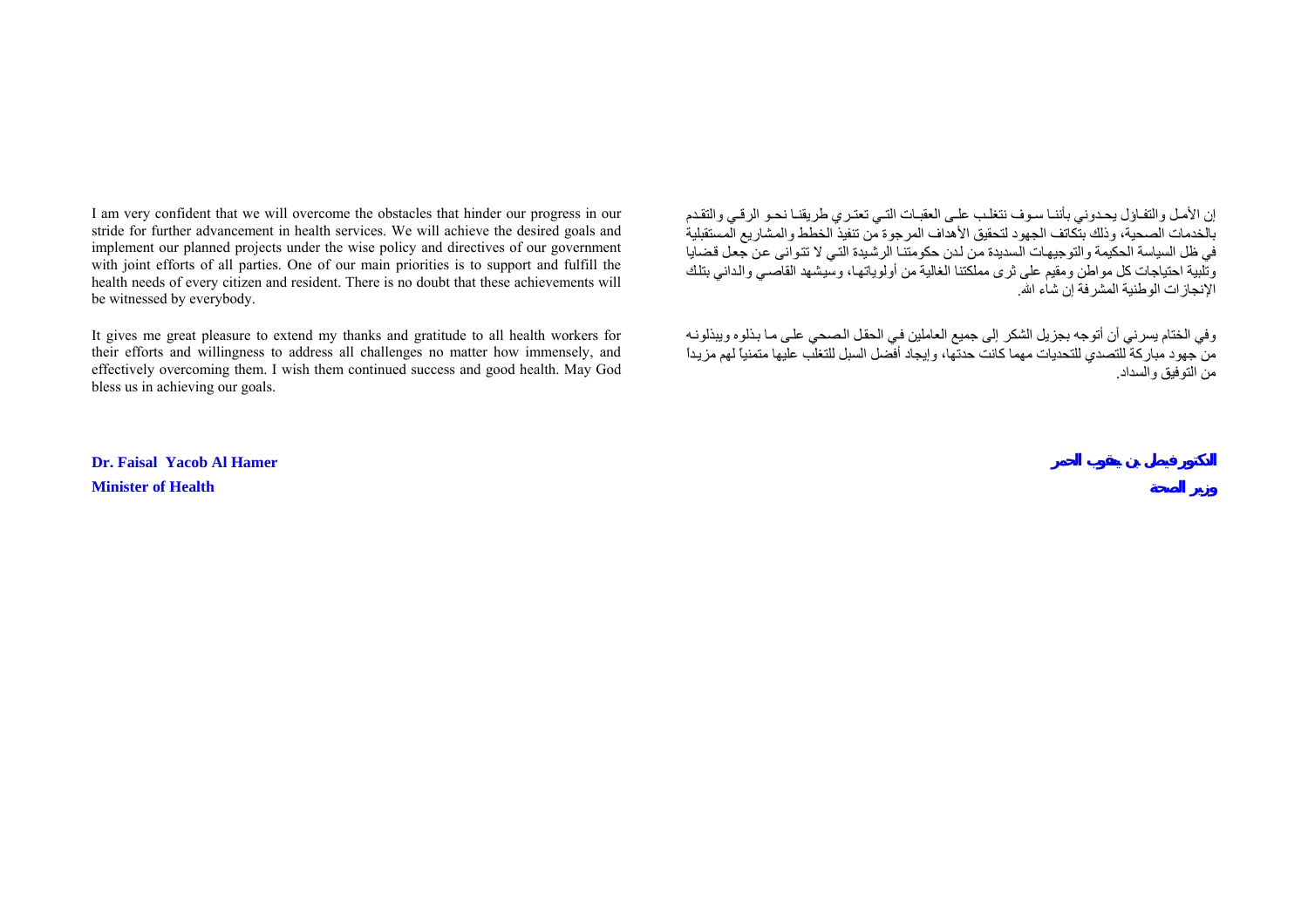I am very confident that we will overcome the obstacles that hinder our progress in our stride for further advancement in health services. We will achieve the desired goals and implement our planned projects under the wise policy and directives of our government with joint efforts of all parties. One of our main priorities is to support and fulfill the health needs of every citizen and resident. There is no doubt that these achievements will be witnessed by everybody.

It gives me great pleasure to extend my thanks and gratitude to all health workers for their efforts and willingness to address all challenges no matter how immensely, and effectively overcoming them. I wish them continued success and good health. May God bless us in achieving our goals.

**Dr. Faisal Yacob Al Hamer**
**Minister of Health**

إن الأمـل والتفـاؤل يحـدوني بأننـا سـوف نتغلـب علـى العقبـات التـي تعتـري طريقنـا نحـو الرقـي والتقـدم بالخدمات الصحية، وذلك بتكاتف الجهود لتحقيق الأهداف المرجوة من تنفيذ الخطط والمشاريع المستقبلية في ظل السياسة الحكيمة والتوجيهـات السديدة من لدن حكومتنـا الرشيدة التي لا تتوانى عن جعل قضايا وتلبية احتياجات كل مواطن ومقيم على ثرى مملكتنا الغالية من أولوياتهـا، وسيشهد القاصـي والداني بتلك الإنجازات الوطنية المشرفة إن شاء الله.

وفي الختام يسرني أن أتوجه بجزيل الشكر إلى جميع العاملين فـي الحقل الصحي علـى مـا بـذلوه ويبذلونـه من جهود مباركة للتصدي للتحديات مهما كانت حدتها، وإيجاد أفضل السبل للتغلب عليها متمنياً لهم مزيـداً من التوفيق والسداد.

**الدكتور فيصل بن يعقوب الحمر**
**وزير الصحة**